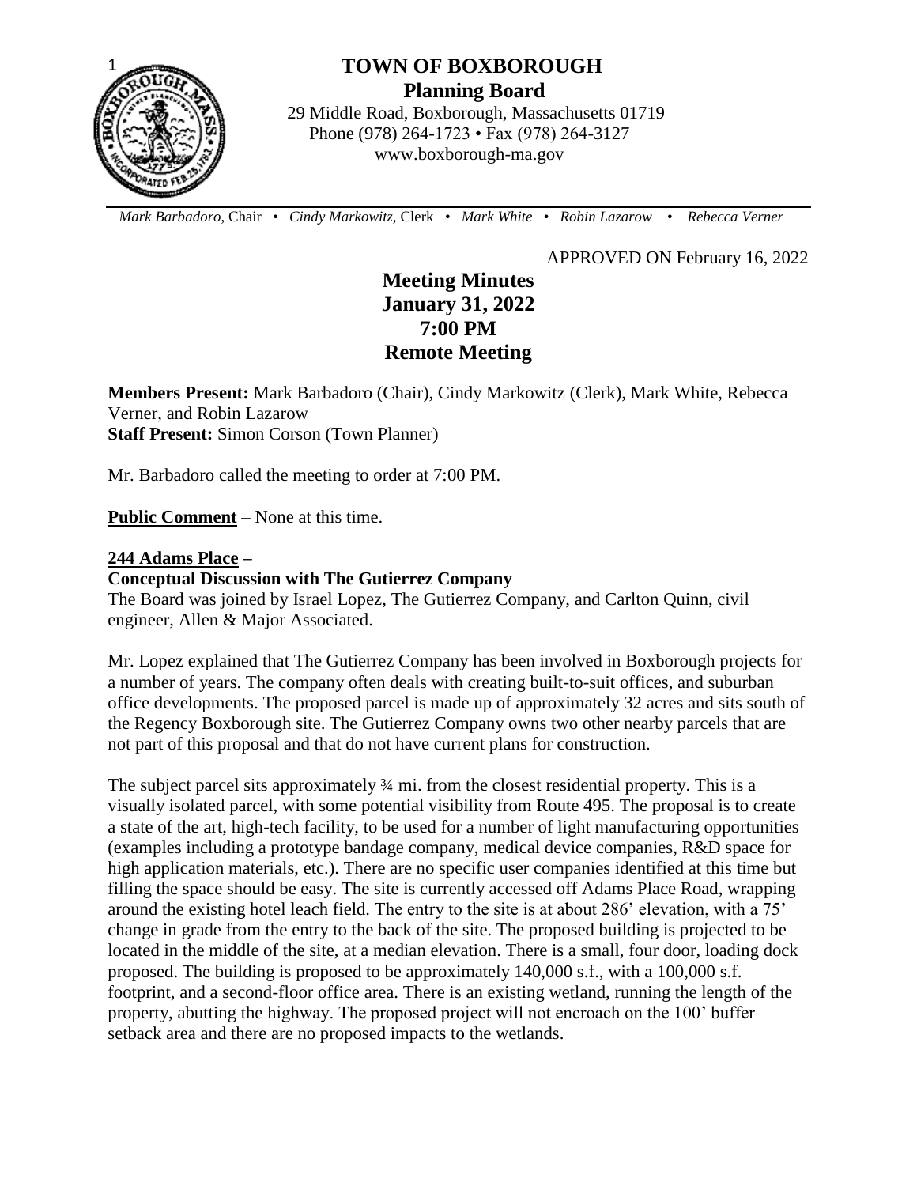# TOWN OF BOXBOROUGH
## Planning Board

29 Middle Road, Boxborough, Massachusetts 01719
Phone (978) 264-1723 • Fax (978) 264-3127
www.boxborough-ma.gov

*Mark Barbadoro,* Chair • *Cindy Markowitz,* Clerk • *Mark White* • *Robin Lazarow* • *Rebecca Verner*

APPROVED ON February 16, 2022

# Meeting Minutes
## January 31, 2022
## 7:00 PM
## Remote Meeting

**Members Present:** Mark Barbadoro (Chair), Cindy Markowitz (Clerk), Mark White, Rebecca Verner, and Robin Lazarow
**Staff Present:** Simon Corson (Town Planner)

Mr. Barbadoro called the meeting to order at 7:00 PM.

**Public Comment** – None at this time.

**244 Adams Place –**
**Conceptual Discussion with The Gutierrez Company**

The Board was joined by Israel Lopez, The Gutierrez Company, and Carlton Quinn, civil engineer, Allen & Major Associated.

Mr. Lopez explained that The Gutierrez Company has been involved in Boxborough projects for a number of years. The company often deals with creating built-to-suit offices, and suburban office developments. The proposed parcel is made up of approximately 32 acres and sits south of the Regency Boxborough site. The Gutierrez Company owns two other nearby parcels that are not part of this proposal and that do not have current plans for construction.

The subject parcel sits approximately ¾ mi. from the closest residential property. This is a visually isolated parcel, with some potential visibility from Route 495. The proposal is to create a state of the art, high-tech facility, to be used for a number of light manufacturing opportunities (examples including a prototype bandage company, medical device companies, R&D space for high application materials, etc.). There are no specific user companies identified at this time but filling the space should be easy. The site is currently accessed off Adams Place Road, wrapping around the existing hotel leach field. The entry to the site is at about 286' elevation, with a 75' change in grade from the entry to the back of the site. The proposed building is projected to be located in the middle of the site, at a median elevation. There is a small, four door, loading dock proposed. The building is proposed to be approximately 140,000 s.f., with a 100,000 s.f. footprint, and a second-floor office area. There is an existing wetland, running the length of the property, abutting the highway. The proposed project will not encroach on the 100' buffer setback area and there are no proposed impacts to the wetlands.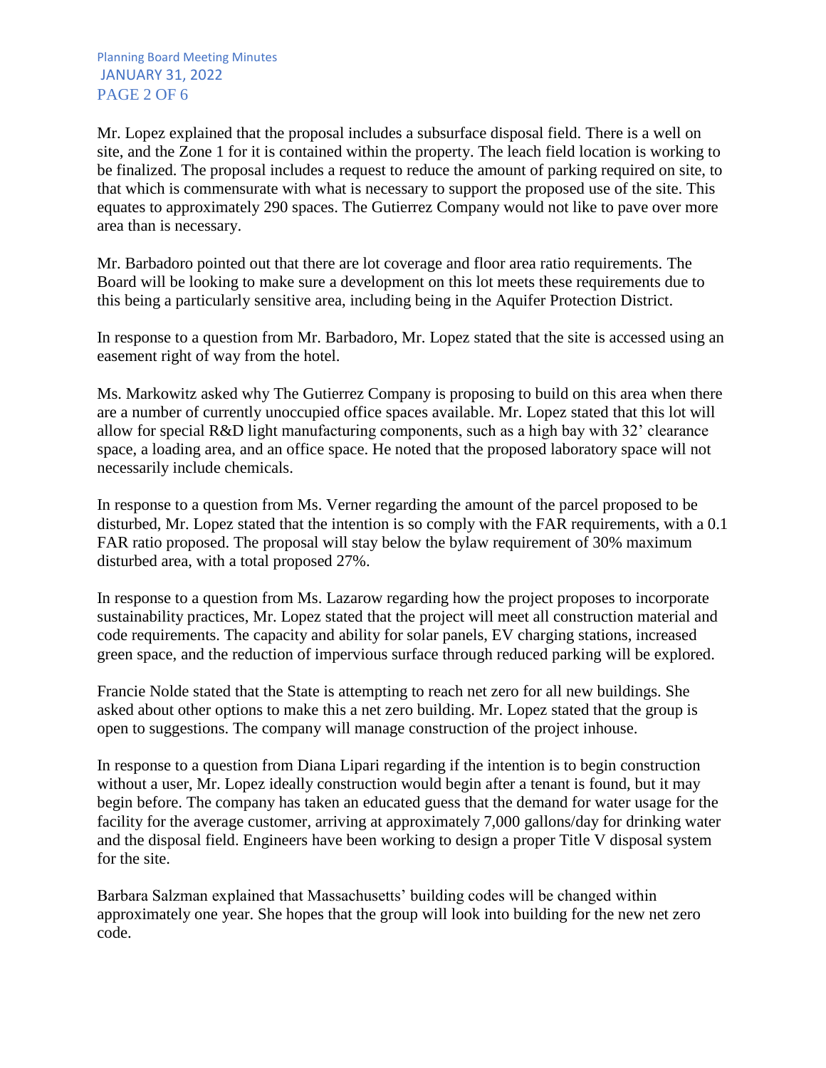Mr. Lopez explained that the proposal includes a subsurface disposal field. There is a well on site, and the Zone 1 for it is contained within the property. The leach field location is working to be finalized. The proposal includes a request to reduce the amount of parking required on site, to that which is commensurate with what is necessary to support the proposed use of the site. This equates to approximately 290 spaces. The Gutierrez Company would not like to pave over more area than is necessary.

Mr. Barbadoro pointed out that there are lot coverage and floor area ratio requirements. The Board will be looking to make sure a development on this lot meets these requirements due to this being a particularly sensitive area, including being in the Aquifer Protection District.

In response to a question from Mr. Barbadoro, Mr. Lopez stated that the site is accessed using an easement right of way from the hotel.

Ms. Markowitz asked why The Gutierrez Company is proposing to build on this area when there are a number of currently unoccupied office spaces available. Mr. Lopez stated that this lot will allow for special R&D light manufacturing components, such as a high bay with 32' clearance space, a loading area, and an office space. He noted that the proposed laboratory space will not necessarily include chemicals.

In response to a question from Ms. Verner regarding the amount of the parcel proposed to be disturbed, Mr. Lopez stated that the intention is so comply with the FAR requirements, with a 0.1 FAR ratio proposed. The proposal will stay below the bylaw requirement of 30% maximum disturbed area, with a total proposed 27%.

In response to a question from Ms. Lazarow regarding how the project proposes to incorporate sustainability practices, Mr. Lopez stated that the project will meet all construction material and code requirements. The capacity and ability for solar panels, EV charging stations, increased green space, and the reduction of impervious surface through reduced parking will be explored.

Francie Nolde stated that the State is attempting to reach net zero for all new buildings. She asked about other options to make this a net zero building. Mr. Lopez stated that the group is open to suggestions. The company will manage construction of the project inhouse.

In response to a question from Diana Lipari regarding if the intention is to begin construction without a user, Mr. Lopez ideally construction would begin after a tenant is found, but it may begin before. The company has taken an educated guess that the demand for water usage for the facility for the average customer, arriving at approximately 7,000 gallons/day for drinking water and the disposal field. Engineers have been working to design a proper Title V disposal system for the site.

Barbara Salzman explained that Massachusetts' building codes will be changed within approximately one year. She hopes that the group will look into building for the new net zero code.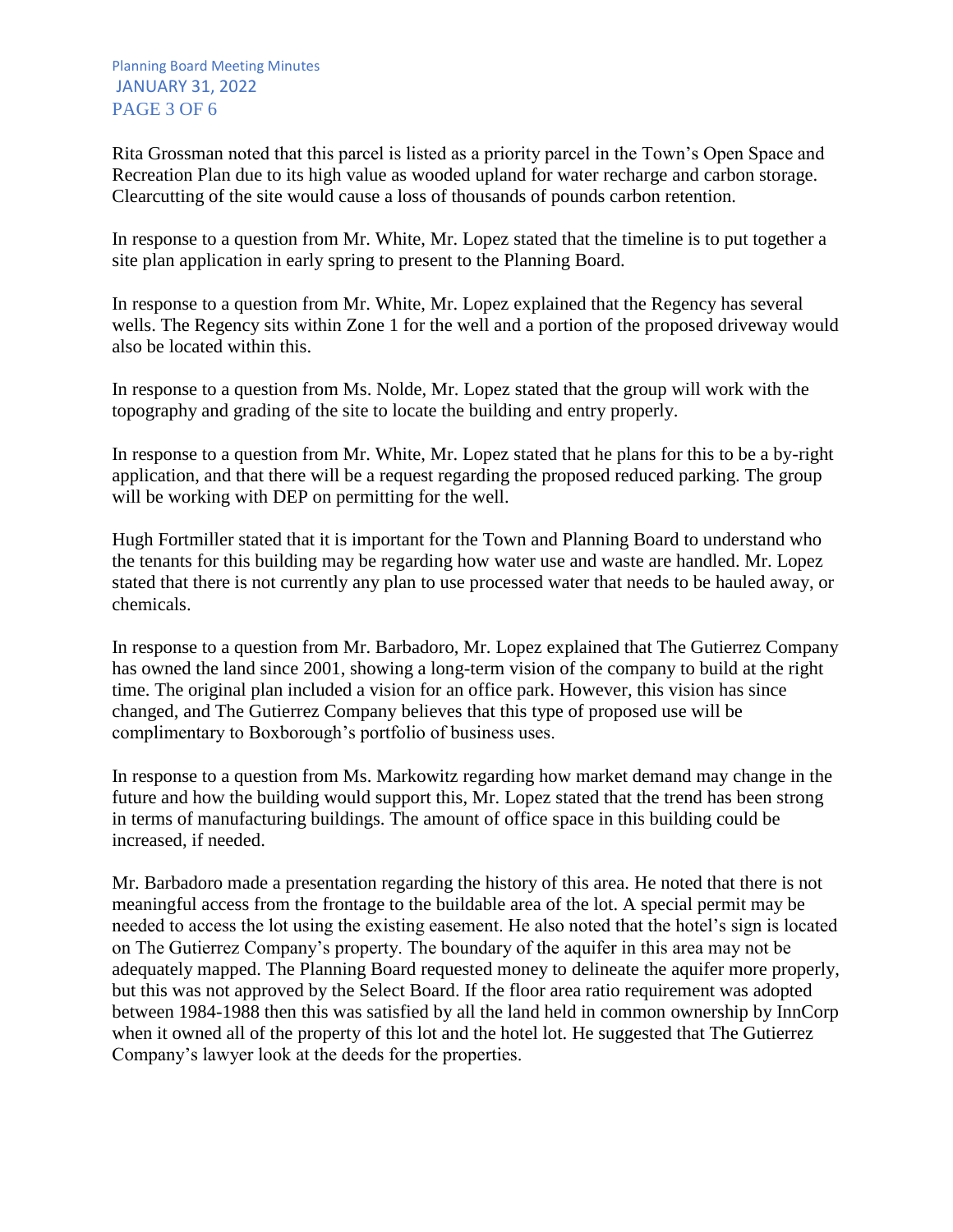Rita Grossman noted that this parcel is listed as a priority parcel in the Town's Open Space and Recreation Plan due to its high value as wooded upland for water recharge and carbon storage. Clearcutting of the site would cause a loss of thousands of pounds carbon retention.

In response to a question from Mr. White, Mr. Lopez stated that the timeline is to put together a site plan application in early spring to present to the Planning Board.

In response to a question from Mr. White, Mr. Lopez explained that the Regency has several wells. The Regency sits within Zone 1 for the well and a portion of the proposed driveway would also be located within this.

In response to a question from Ms. Nolde, Mr. Lopez stated that the group will work with the topography and grading of the site to locate the building and entry properly.

In response to a question from Mr. White, Mr. Lopez stated that he plans for this to be a by-right application, and that there will be a request regarding the proposed reduced parking. The group will be working with DEP on permitting for the well.

Hugh Fortmiller stated that it is important for the Town and Planning Board to understand who the tenants for this building may be regarding how water use and waste are handled. Mr. Lopez stated that there is not currently any plan to use processed water that needs to be hauled away, or chemicals.

In response to a question from Mr. Barbadoro, Mr. Lopez explained that The Gutierrez Company has owned the land since 2001, showing a long-term vision of the company to build at the right time. The original plan included a vision for an office park. However, this vision has since changed, and The Gutierrez Company believes that this type of proposed use will be complimentary to Boxborough's portfolio of business uses.

In response to a question from Ms. Markowitz regarding how market demand may change in the future and how the building would support this, Mr. Lopez stated that the trend has been strong in terms of manufacturing buildings. The amount of office space in this building could be increased, if needed.

Mr. Barbadoro made a presentation regarding the history of this area. He noted that there is not meaningful access from the frontage to the buildable area of the lot. A special permit may be needed to access the lot using the existing easement. He also noted that the hotel's sign is located on The Gutierrez Company's property. The boundary of the aquifer in this area may not be adequately mapped. The Planning Board requested money to delineate the aquifer more properly, but this was not approved by the Select Board. If the floor area ratio requirement was adopted between 1984-1988 then this was satisfied by all the land held in common ownership by InnCorp when it owned all of the property of this lot and the hotel lot. He suggested that The Gutierrez Company's lawyer look at the deeds for the properties.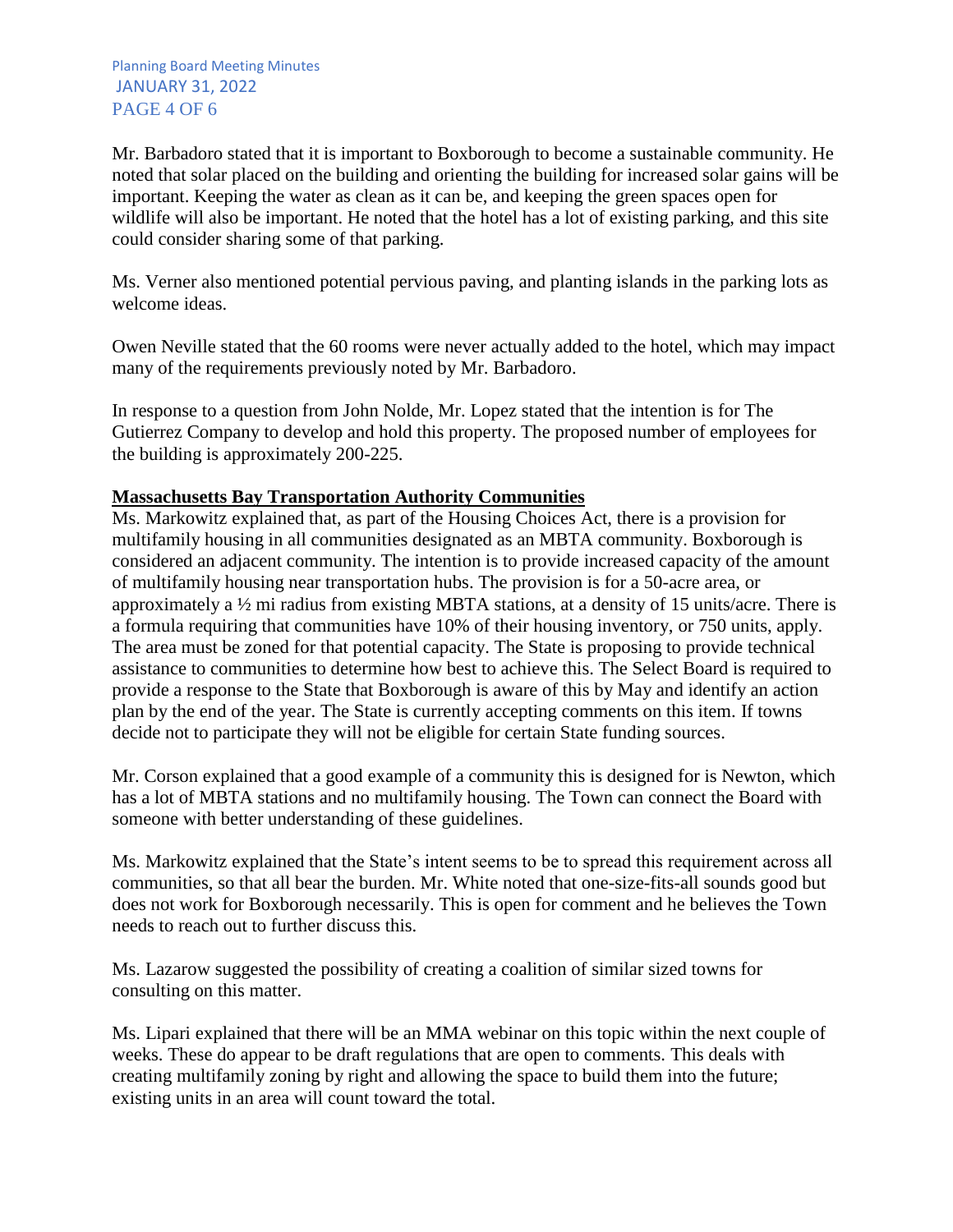Mr. Barbadoro stated that it is important to Boxborough to become a sustainable community. He noted that solar placed on the building and orienting the building for increased solar gains will be important. Keeping the water as clean as it can be, and keeping the green spaces open for wildlife will also be important. He noted that the hotel has a lot of existing parking, and this site could consider sharing some of that parking.

Ms. Verner also mentioned potential pervious paving, and planting islands in the parking lots as welcome ideas.

Owen Neville stated that the 60 rooms were never actually added to the hotel, which may impact many of the requirements previously noted by Mr. Barbadoro.

In response to a question from John Nolde, Mr. Lopez stated that the intention is for The Gutierrez Company to develop and hold this property. The proposed number of employees for the building is approximately 200-225.

**Massachusetts Bay Transportation Authority Communities**

Ms. Markowitz explained that, as part of the Housing Choices Act, there is a provision for multifamily housing in all communities designated as an MBTA community. Boxborough is considered an adjacent community. The intention is to provide increased capacity of the amount of multifamily housing near transportation hubs. The provision is for a 50-acre area, or approximately a ½ mi radius from existing MBTA stations, at a density of 15 units/acre. There is a formula requiring that communities have 10% of their housing inventory, or 750 units, apply. The area must be zoned for that potential capacity. The State is proposing to provide technical assistance to communities to determine how best to achieve this. The Select Board is required to provide a response to the State that Boxborough is aware of this by May and identify an action plan by the end of the year. The State is currently accepting comments on this item. If towns decide not to participate they will not be eligible for certain State funding sources.

Mr. Corson explained that a good example of a community this is designed for is Newton, which has a lot of MBTA stations and no multifamily housing. The Town can connect the Board with someone with better understanding of these guidelines.

Ms. Markowitz explained that the State's intent seems to be to spread this requirement across all communities, so that all bear the burden. Mr. White noted that one-size-fits-all sounds good but does not work for Boxborough necessarily. This is open for comment and he believes the Town needs to reach out to further discuss this.

Ms. Lazarow suggested the possibility of creating a coalition of similar sized towns for consulting on this matter.

Ms. Lipari explained that there will be an MMA webinar on this topic within the next couple of weeks. These do appear to be draft regulations that are open to comments. This deals with creating multifamily zoning by right and allowing the space to build them into the future; existing units in an area will count toward the total.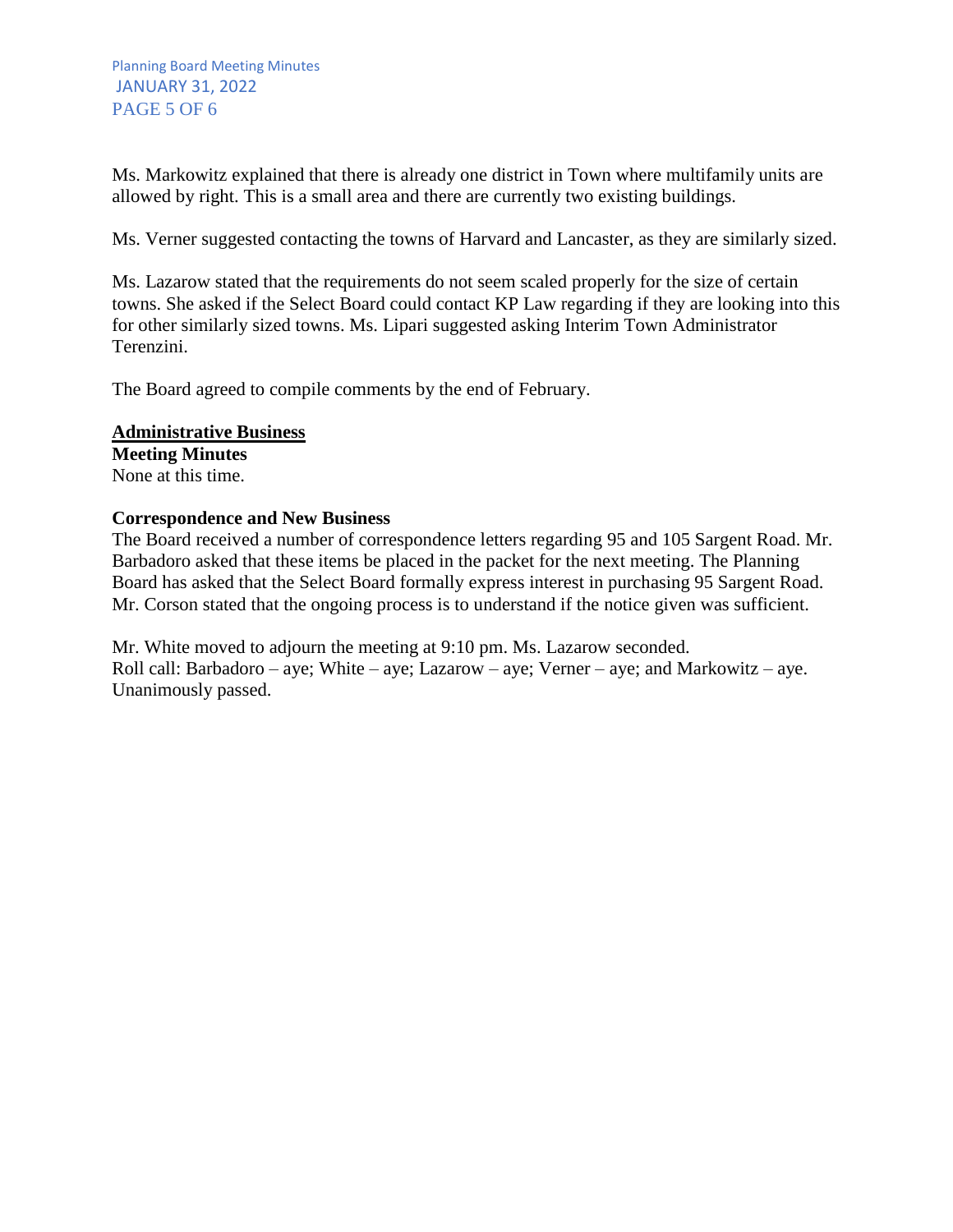Ms. Markowitz explained that there is already one district in Town where multifamily units are allowed by right. This is a small area and there are currently two existing buildings.

Ms. Verner suggested contacting the towns of Harvard and Lancaster, as they are similarly sized.

Ms. Lazarow stated that the requirements do not seem scaled properly for the size of certain towns. She asked if the Select Board could contact KP Law regarding if they are looking into this for other similarly sized towns. Ms. Lipari suggested asking Interim Town Administrator Terenzini.

The Board agreed to compile comments by the end of February.

## Administrative Business

**Meeting Minutes**

None at this time.

**Correspondence and New Business**

The Board received a number of correspondence letters regarding 95 and 105 Sargent Road. Mr. Barbadoro asked that these items be placed in the packet for the next meeting. The Planning Board has asked that the Select Board formally express interest in purchasing 95 Sargent Road. Mr. Corson stated that the ongoing process is to understand if the notice given was sufficient.

Mr. White moved to adjourn the meeting at 9:10 pm. Ms. Lazarow seconded.
Roll call: Barbadoro – aye; White – aye; Lazarow – aye; Verner – aye; and Markowitz – aye.
Unanimously passed.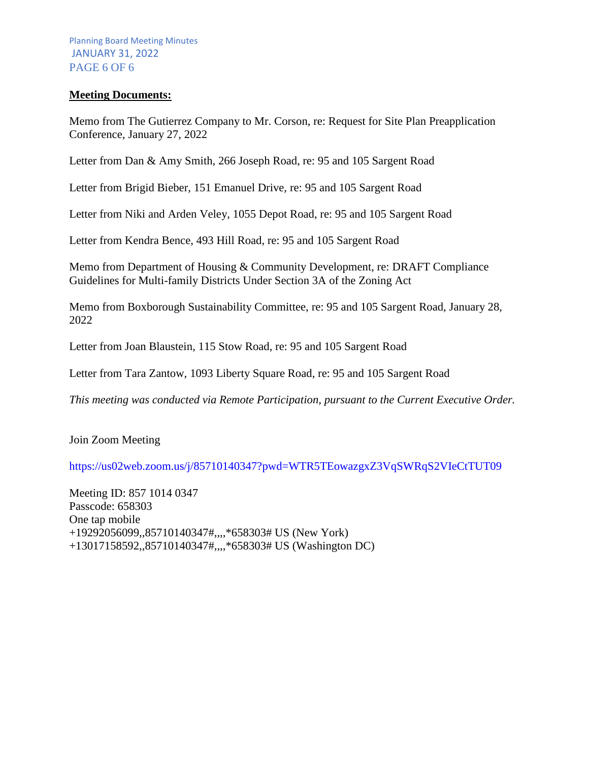**Meeting Documents:**

Memo from The Gutierrez Company to Mr. Corson, re: Request for Site Plan Preapplication Conference, January 27, 2022

Letter from Dan & Amy Smith, 266 Joseph Road, re: 95 and 105 Sargent Road

Letter from Brigid Bieber, 151 Emanuel Drive, re: 95 and 105 Sargent Road

Letter from Niki and Arden Veley, 1055 Depot Road, re: 95 and 105 Sargent Road

Letter from Kendra Bence, 493 Hill Road, re: 95 and 105 Sargent Road

Memo from Department of Housing & Community Development, re: DRAFT Compliance Guidelines for Multi-family Districts Under Section 3A of the Zoning Act

Memo from Boxborough Sustainability Committee, re: 95 and 105 Sargent Road, January 28, 2022

Letter from Joan Blaustein, 115 Stow Road, re: 95 and 105 Sargent Road

Letter from Tara Zantow, 1093 Liberty Square Road, re: 95 and 105 Sargent Road

*This meeting was conducted via Remote Participation, pursuant to the Current Executive Order.*

Join Zoom Meeting

https://us02web.zoom.us/j/85710140347?pwd=WTR5TEowazgxZ3VqSWRqS2VIeCtTUT09

Meeting ID: 857 1014 0347
Passcode: 658303
One tap mobile
+19292056099,,85710140347#,,,,*658303# US (New York)
+13017158592,,85710140347#,,,,*658303# US (Washington DC)